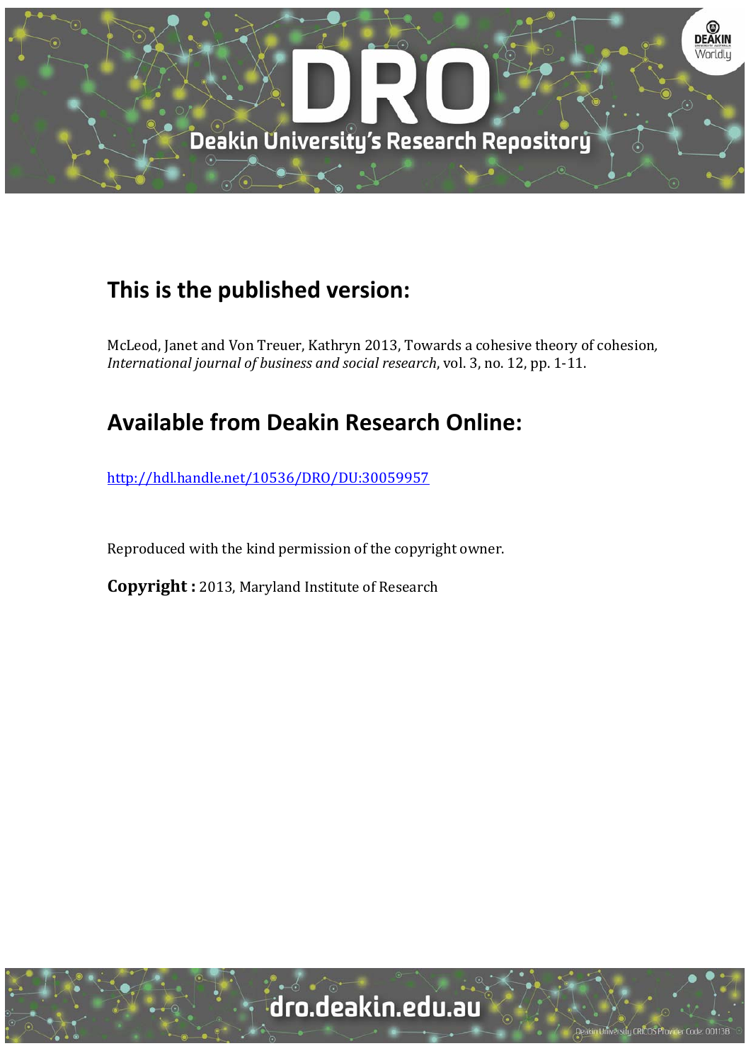## This is the published version:

McLeod, Janet and Von Treuer, Kathryn 2013, Towards a cohesive theory of cohesion, *International journal of business and social research*, vol. 3, no. 12, pp. 1-11.

## Available from Deakin Research Online:

http://hdl.handle.net/10536/DRO/DU:30059957

Reproduced with the kind permission of the copyright owner.

**Copyright :** 2013, Maryland Institute of Research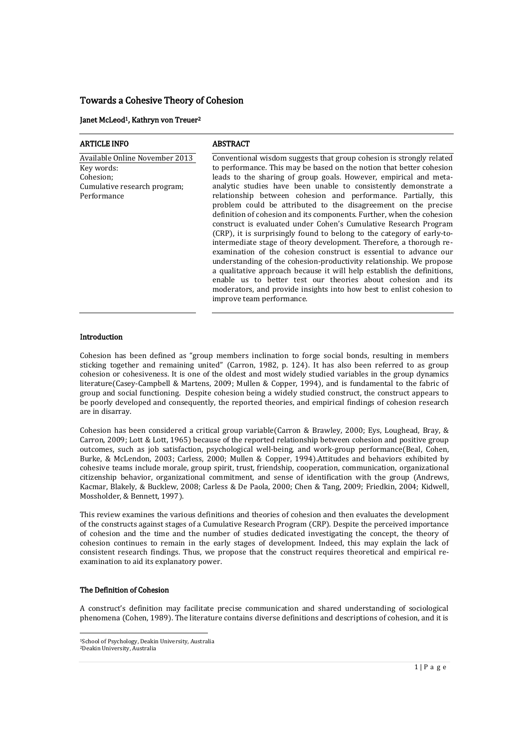# Towards a Cohesive Theory of Cohesion

**Janet McLeod[1], Kathryn von Treuer[2]**

| ARTICLE INFO | ABSTRACT |
| --- | --- |
| Available Online November 2013<br>Key words:<br>Cohesion;<br>Cumulative research program;<br>Performance | Conventional wisdom suggests that group cohesion is strongly related to performance. This may be based on the notion that better cohesion leads to the sharing of group goals. However, empirical and meta-analytic studies have been unable to consistently demonstrate a relationship between cohesion and performance. Partially, this problem could be attributed to the disagreement on the precise definition of cohesion and its components. Further, when the cohesion construct is evaluated under Cohen's Cumulative Research Program (CRP), it is surprisingly found to belong to the category of early-to-intermediate stage of theory development. Therefore, a thorough re-examination of the cohesion construct is essential to advance our understanding of the cohesion-productivity relationship. We propose a qualitative approach because it will help establish the definitions, enable us to better test our theories about cohesion and its moderators, and provide insights into how best to enlist cohesion to improve team performance. |

## Introduction

Cohesion has been defined as "group members inclination to forge social bonds, resulting in members sticking together and remaining united" (Carron, 1982, p. 124). It has also been referred to as group cohesion or cohesiveness. It is one of the oldest and most widely studied variables in the group dynamics literature(Casey-Campbell & Martens, 2009; Mullen & Copper, 1994), and is fundamental to the fabric of group and social functioning. Despite cohesion being a widely studied construct, the construct appears to be poorly developed and consequently, the reported theories, and empirical findings of cohesion research are in disarray.

Cohesion has been considered a critical group variable(Carron & Brawley, 2000; Eys, Loughead, Bray, & Carron, 2009; Lott & Lott, 1965) because of the reported relationship between cohesion and positive group outcomes, such as job satisfaction, psychological well-being, and work-group performance(Beal, Cohen, Burke, & McLendon, 2003; Carless, 2000; Mullen & Copper, 1994).Attitudes and behaviors exhibited by cohesive teams include morale, group spirit, trust, friendship, cooperation, communication, organizational citizenship behavior, organizational commitment, and sense of identification with the group (Andrews, Kacmar, Blakely, & Bucklew, 2008; Carless & De Paola, 2000; Chen & Tang, 2009; Friedkin, 2004; Kidwell, Mossholder, & Bennett, 1997).

This review examines the various definitions and theories of cohesion and then evaluates the development of the constructs against stages of a Cumulative Research Program (CRP). Despite the perceived importance of cohesion and the time and the number of studies dedicated investigating the concept, the theory of cohesion continues to remain in the early stages of development. Indeed, this may explain the lack of consistent research findings. Thus, we propose that the construct requires theoretical and empirical re-examination to aid its explanatory power.

## The Definition of Cohesion

A construct's definition may facilitate precise communication and shared understanding of sociological phenomena (Cohen, 1989). The literature contains diverse definitions and descriptions of cohesion, and it is

[1]School of Psychology, Deakin University, Australia
[2]Deakin University, Australia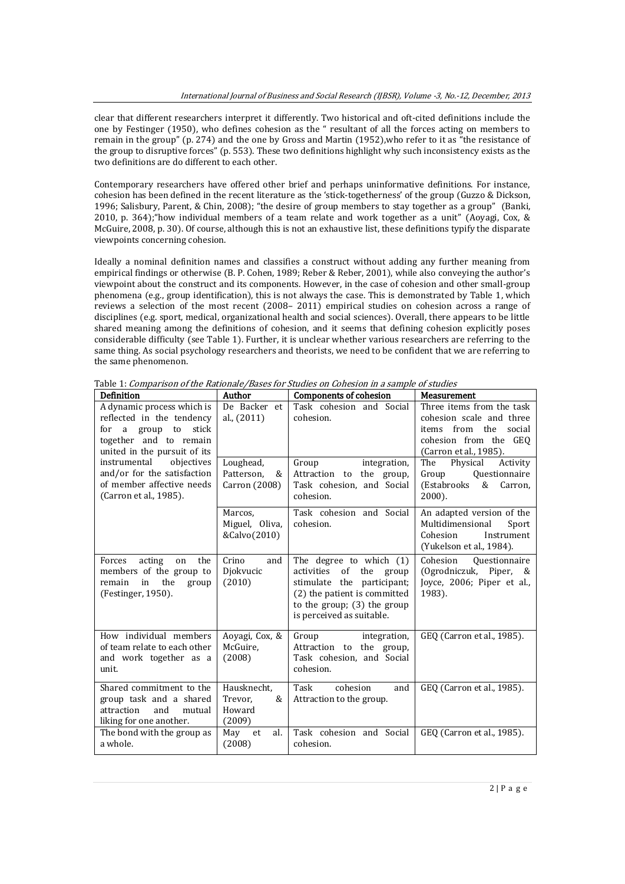clear that different researchers interpret it differently. Two historical and oft-cited definitions include the one by Festinger (1950), who defines cohesion as the " resultant of all the forces acting on members to remain in the group" (p. 274) and the one by Gross and Martin (1952),who refer to it as "the resistance of the group to disruptive forces" (p. 553). These two definitions highlight why such inconsistency exists as the two definitions are do different to each other.

Contemporary researchers have offered other brief and perhaps uninformative definitions. For instance, cohesion has been defined in the recent literature as the 'stick-togetherness' of the group (Guzzo & Dickson, 1996; Salisbury, Parent, & Chin, 2008); "the desire of group members to stay together as a group" (Banki, 2010, p. 364);"how individual members of a team relate and work together as a unit" (Aoyagi, Cox, & McGuire, 2008, p. 30). Of course, although this is not an exhaustive list, these definitions typify the disparate viewpoints concerning cohesion.

Ideally a nominal definition names and classifies a construct without adding any further meaning from empirical findings or otherwise (B. P. Cohen, 1989; Reber & Reber, 2001), while also conveying the author's viewpoint about the construct and its components. However, in the case of cohesion and other small-group phenomena (e.g., group identification), this is not always the case. This is demonstrated by Table 1, which reviews a selection of the most recent (2008– 2011) empirical studies on cohesion across a range of disciplines (e.g. sport, medical, organizational health and social sciences). Overall, there appears to be little shared meaning among the definitions of cohesion, and it seems that defining cohesion explicitly poses considerable difficulty (see Table 1). Further, it is unclear whether various researchers are referring to the same thing. As social psychology researchers and theorists, we need to be confident that we are referring to the same phenomenon.

Table 1: *Comparison of the Rationale/Bases for Studies on Cohesion in a sample of studies*

| Definition | Author | Components of cohesion | Measurement |
|---|---|---|---|
| A dynamic process which is reflected in the tendency for a group to stick together and to remain united in the pursuit of its instrumental objectives and/or for the satisfaction of member affective needs (Carron et al., 1985). | De Backer et al., (2011) | Task cohesion and Social cohesion. | Three items from the task cohesion scale and three items from the social cohesion from the GEQ (Carron et al., 1985). |
| | Loughead, Patterson, & Carron (2008) | Group integration, Attraction to the group, Task cohesion, and Social cohesion. | The Physical Activity Group Questionnaire (Estabrooks & Carron, 2000). |
| | Marcos, Miguel, Oliva, &Calvo(2010) | Task cohesion and Social cohesion. | An adapted version of the Multidimensional Sport Cohesion Instrument (Yukelson et al., 1984). |
| Forces acting on the members of the group to remain in the group (Festinger, 1950). | Crino and Djokvucic (2010) | The degree to which (1) activities of the group stimulate the participant; (2) the patient is committed to the group; (3) the group is perceived as suitable. | Cohesion Questionnaire (Ogrodniczuk, Piper, & Joyce, 2006; Piper et al., 1983). |
| How individual members of team relate to each other and work together as a unit. | Aoyagi, Cox, & McGuire, (2008) | Group integration, Attraction to the group, Task cohesion, and Social cohesion. | GEQ (Carron et al., 1985). |
| Shared commitment to the group task and a shared attraction and mutual liking for one another. | Hausknecht, Trevor, & Howard (2009) | Task cohesion and Attraction to the group. | GEQ (Carron et al., 1985). |
| The bond with the group as a whole. | May et al. (2008) | Task cohesion and Social cohesion. | GEQ (Carron et al., 1985). |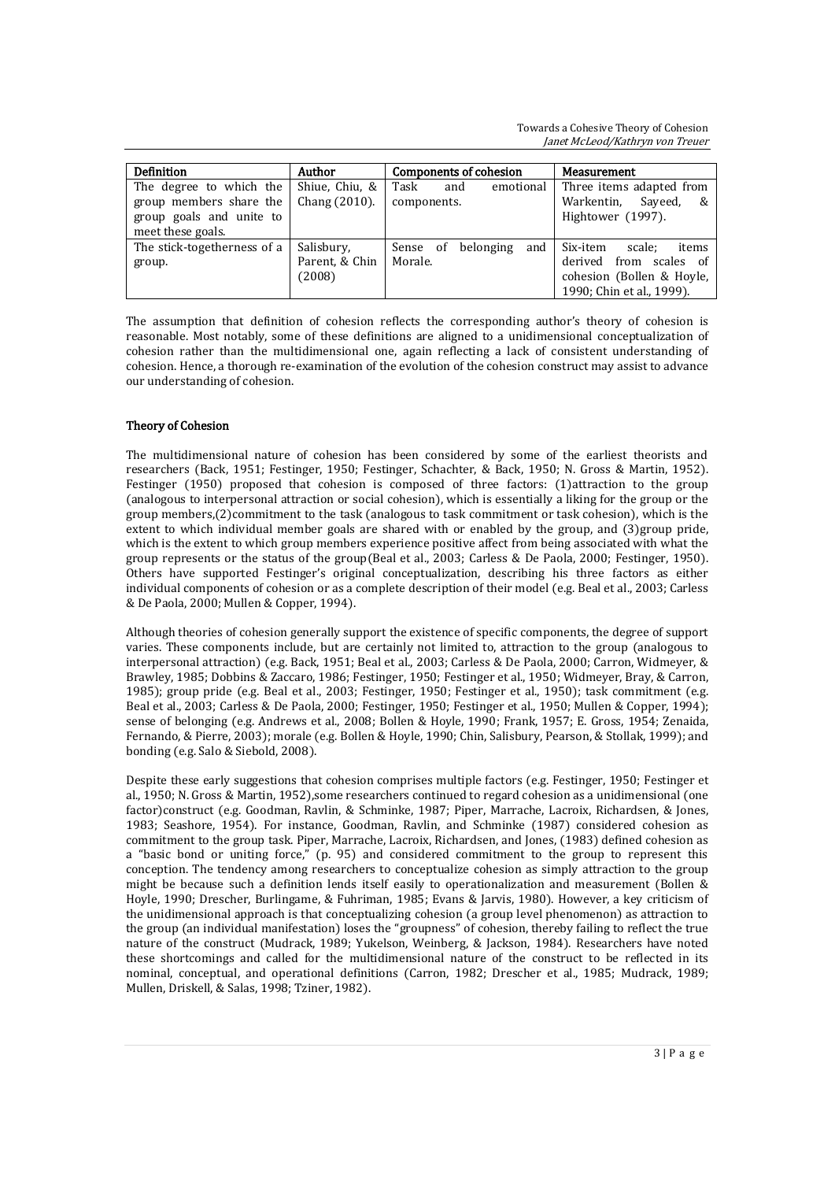| Definition | Author | Components of cohesion | Measurement |
|---|---|---|---|
| The degree to which the group members share the group goals and unite to meet these goals. | Shiue, Chiu, & Chang (2010). | Task and emotional components. | Three items adapted from Warkentin, Sayeed, & Hightower (1997). |
| The stick-togetherness of a group. | Salisbury, Parent, & Chin (2008) | Sense of belonging and Morale. | Six-item scale; items derived from scales of cohesion (Bollen & Hoyle, 1990; Chin et al., 1999). |

The assumption that definition of cohesion reflects the corresponding author's theory of cohesion is reasonable. Most notably, some of these definitions are aligned to a unidimensional conceptualization of cohesion rather than the multidimensional one, again reflecting a lack of consistent understanding of cohesion. Hence, a thorough re-examination of the evolution of the cohesion construct may assist to advance our understanding of cohesion.

## Theory of Cohesion

The multidimensional nature of cohesion has been considered by some of the earliest theorists and researchers (Back, 1951; Festinger, 1950; Festinger, Schachter, & Back, 1950; N. Gross & Martin, 1952). Festinger (1950) proposed that cohesion is composed of three factors: (1)attraction to the group (analogous to interpersonal attraction or social cohesion), which is essentially a liking for the group or the group members,(2)commitment to the task (analogous to task commitment or task cohesion), which is the extent to which individual member goals are shared with or enabled by the group, and (3)group pride, which is the extent to which group members experience positive affect from being associated with what the group represents or the status of the group(Beal et al., 2003; Carless & De Paola, 2000; Festinger, 1950). Others have supported Festinger's original conceptualization, describing his three factors as either individual components of cohesion or as a complete description of their model (e.g. Beal et al., 2003; Carless & De Paola, 2000; Mullen & Copper, 1994).

Although theories of cohesion generally support the existence of specific components, the degree of support varies. These components include, but are certainly not limited to, attraction to the group (analogous to interpersonal attraction) (e.g. Back, 1951; Beal et al., 2003; Carless & De Paola, 2000; Carron, Widmeyer, & Brawley, 1985; Dobbins & Zaccaro, 1986; Festinger, 1950; Festinger et al., 1950; Widmeyer, Bray, & Carron, 1985); group pride (e.g. Beal et al., 2003; Festinger, 1950; Festinger et al., 1950); task commitment (e.g. Beal et al., 2003; Carless & De Paola, 2000; Festinger, 1950; Festinger et al., 1950; Mullen & Copper, 1994); sense of belonging (e.g. Andrews et al., 2008; Bollen & Hoyle, 1990; Frank, 1957; E. Gross, 1954; Zenaida, Fernando, & Pierre, 2003); morale (e.g. Bollen & Hoyle, 1990; Chin, Salisbury, Pearson, & Stollak, 1999); and bonding (e.g. Salo & Siebold, 2008).

Despite these early suggestions that cohesion comprises multiple factors (e.g. Festinger, 1950; Festinger et al., 1950; N. Gross & Martin, 1952),some researchers continued to regard cohesion as a unidimensional (one factor)construct (e.g. Goodman, Ravlin, & Schminke, 1987; Piper, Marrache, Lacroix, Richardsen, & Jones, 1983; Seashore, 1954). For instance, Goodman, Ravlin, and Schminke (1987) considered cohesion as commitment to the group task. Piper, Marrache, Lacroix, Richardsen, and Jones, (1983) defined cohesion as a "basic bond or uniting force," (p. 95) and considered commitment to the group to represent this conception. The tendency among researchers to conceptualize cohesion as simply attraction to the group might be because such a definition lends itself easily to operationalization and measurement (Bollen & Hoyle, 1990; Drescher, Burlingame, & Fuhriman, 1985; Evans & Jarvis, 1980). However, a key criticism of the unidimensional approach is that conceptualizing cohesion (a group level phenomenon) as attraction to the group (an individual manifestation) loses the "groupness" of cohesion, thereby failing to reflect the true nature of the construct (Mudrack, 1989; Yukelson, Weinberg, & Jackson, 1984). Researchers have noted these shortcomings and called for the multidimensional nature of the construct to be reflected in its nominal, conceptual, and operational definitions (Carron, 1982; Drescher et al., 1985; Mudrack, 1989; Mullen, Driskell, & Salas, 1998; Tziner, 1982).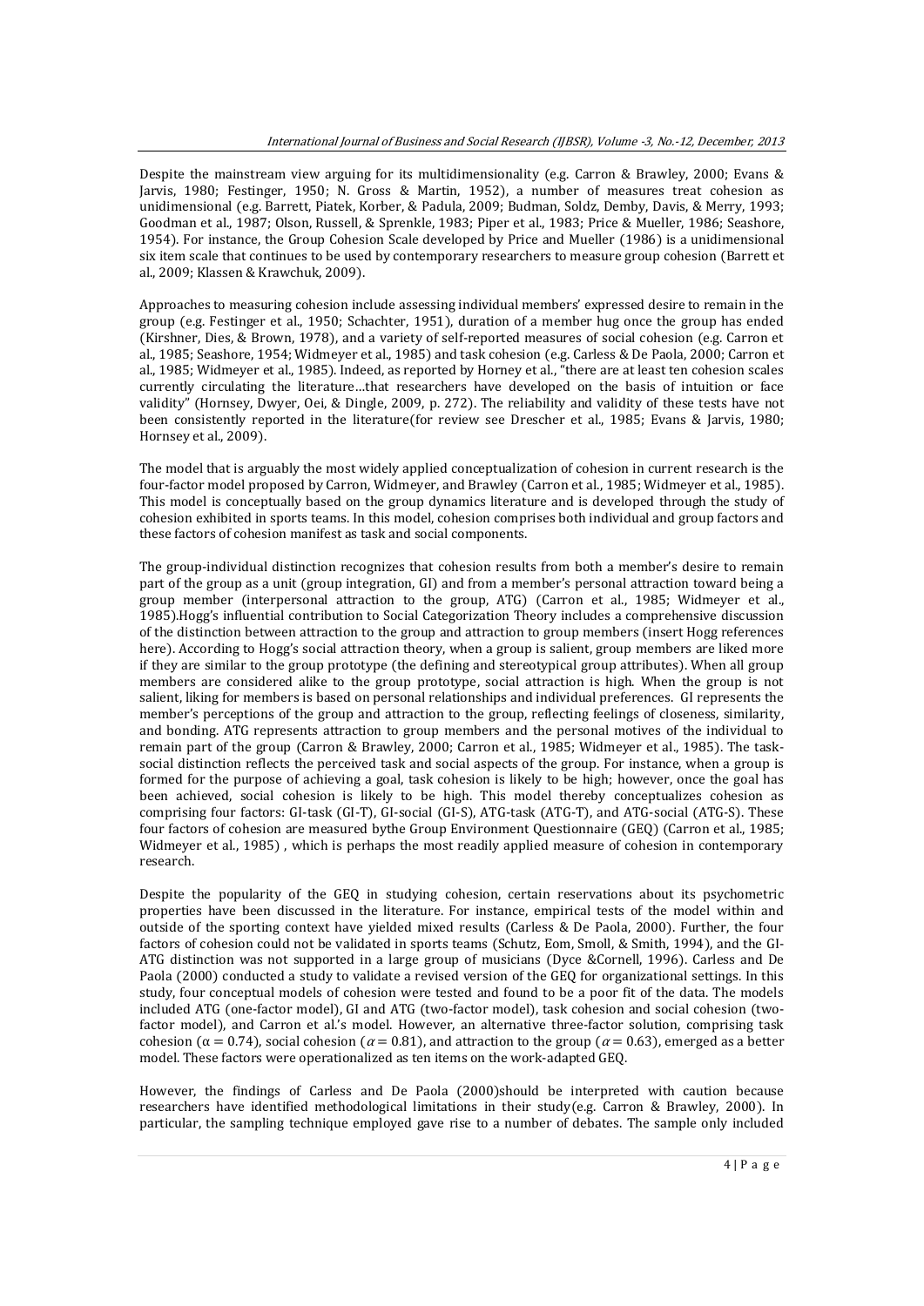Despite the mainstream view arguing for its multidimensionality (e.g. Carron & Brawley, 2000; Evans & Jarvis, 1980; Festinger, 1950; N. Gross & Martin, 1952), a number of measures treat cohesion as unidimensional (e.g. Barrett, Piatek, Korber, & Padula, 2009; Budman, Soldz, Demby, Davis, & Merry, 1993; Goodman et al., 1987; Olson, Russell, & Sprenkle, 1983; Piper et al., 1983; Price & Mueller, 1986; Seashore, 1954). For instance, the Group Cohesion Scale developed by Price and Mueller (1986) is a unidimensional six item scale that continues to be used by contemporary researchers to measure group cohesion (Barrett et al., 2009; Klassen & Krawchuk, 2009).

Approaches to measuring cohesion include assessing individual members' expressed desire to remain in the group (e.g. Festinger et al., 1950; Schachter, 1951), duration of a member hug once the group has ended (Kirshner, Dies, & Brown, 1978), and a variety of self-reported measures of social cohesion (e.g. Carron et al., 1985; Seashore, 1954; Widmeyer et al., 1985) and task cohesion (e.g. Carless & De Paola, 2000; Carron et al., 1985; Widmeyer et al., 1985). Indeed, as reported by Horney et al., "there are at least ten cohesion scales currently circulating the literature…that researchers have developed on the basis of intuition or face validity" (Hornsey, Dwyer, Oei, & Dingle, 2009, p. 272). The reliability and validity of these tests have not been consistently reported in the literature(for review see Drescher et al., 1985; Evans & Jarvis, 1980; Hornsey et al., 2009).

The model that is arguably the most widely applied conceptualization of cohesion in current research is the four-factor model proposed by Carron, Widmeyer, and Brawley (Carron et al., 1985; Widmeyer et al., 1985). This model is conceptually based on the group dynamics literature and is developed through the study of cohesion exhibited in sports teams. In this model, cohesion comprises both individual and group factors and these factors of cohesion manifest as task and social components.

The group-individual distinction recognizes that cohesion results from both a member's desire to remain part of the group as a unit (group integration, GI) and from a member's personal attraction toward being a group member (interpersonal attraction to the group, ATG) (Carron et al., 1985; Widmeyer et al., 1985).Hogg's influential contribution to Social Categorization Theory includes a comprehensive discussion of the distinction between attraction to the group and attraction to group members (insert Hogg references here). According to Hogg's social attraction theory, when a group is salient, group members are liked more if they are similar to the group prototype (the defining and stereotypical group attributes). When all group members are considered alike to the group prototype, social attraction is high. When the group is not salient, liking for members is based on personal relationships and individual preferences. GI represents the member's perceptions of the group and attraction to the group, reflecting feelings of closeness, similarity, and bonding. ATG represents attraction to group members and the personal motives of the individual to remain part of the group (Carron & Brawley, 2000; Carron et al., 1985; Widmeyer et al., 1985). The task-social distinction reflects the perceived task and social aspects of the group. For instance, when a group is formed for the purpose of achieving a goal, task cohesion is likely to be high; however, once the goal has been achieved, social cohesion is likely to be high. This model thereby conceptualizes cohesion as comprising four factors: GI-task (GI-T), GI-social (GI-S), ATG-task (ATG-T), and ATG-social (ATG-S). These four factors of cohesion are measured bythe Group Environment Questionnaire (GEQ) (Carron et al., 1985; Widmeyer et al., 1985) , which is perhaps the most readily applied measure of cohesion in contemporary research.

Despite the popularity of the GEQ in studying cohesion, certain reservations about its psychometric properties have been discussed in the literature. For instance, empirical tests of the model within and outside of the sporting context have yielded mixed results (Carless & De Paola, 2000). Further, the four factors of cohesion could not be validated in sports teams (Schutz, Eom, Smoll, & Smith, 1994), and the GI-ATG distinction was not supported in a large group of musicians (Dyce &Cornell, 1996). Carless and De Paola (2000) conducted a study to validate a revised version of the GEQ for organizational settings. In this study, four conceptual models of cohesion were tested and found to be a poor fit of the data. The models included ATG (one-factor model), GI and ATG (two-factor model), task cohesion and social cohesion (two-factor model), and Carron et al.'s model. However, an alternative three-factor solution, comprising task cohesion ($\alpha = 0.74$), social cohesion ($\alpha = 0.81$), and attraction to the group ($\alpha = 0.63$), emerged as a better model. These factors were operationalized as ten items on the work-adapted GEQ.

However, the findings of Carless and De Paola (2000)should be interpreted with caution because researchers have identified methodological limitations in their study(e.g. Carron & Brawley, 2000). In particular, the sampling technique employed gave rise to a number of debates. The sample only included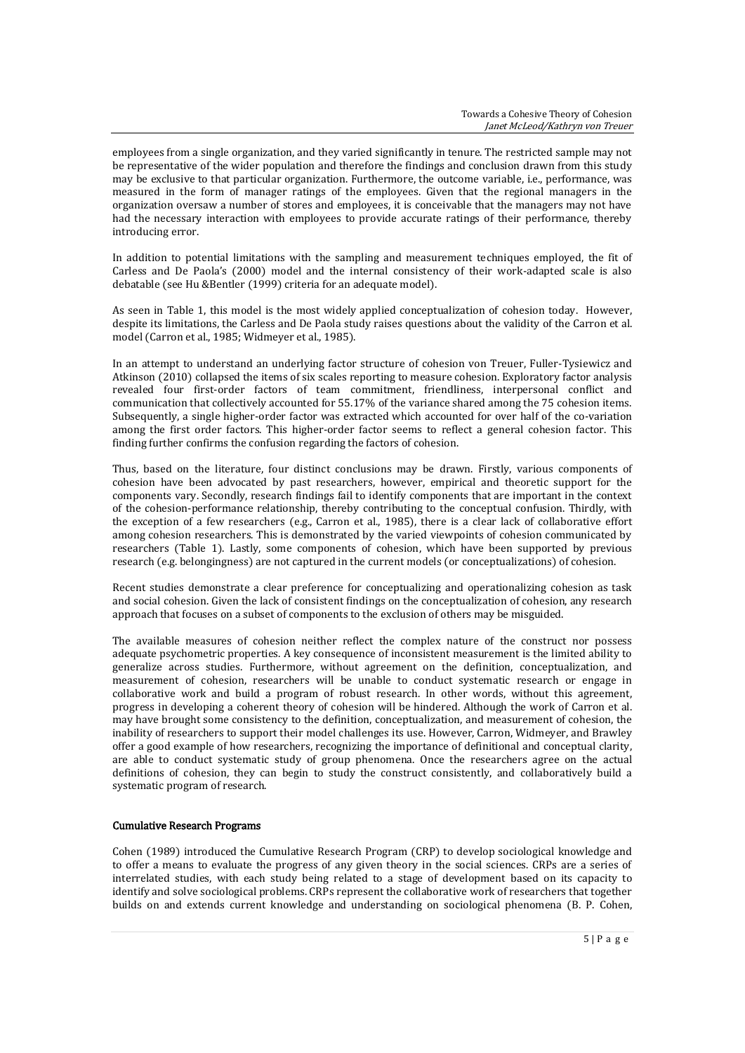employees from a single organization, and they varied significantly in tenure. The restricted sample may not be representative of the wider population and therefore the findings and conclusion drawn from this study may be exclusive to that particular organization. Furthermore, the outcome variable, i.e., performance, was measured in the form of manager ratings of the employees. Given that the regional managers in the organization oversaw a number of stores and employees, it is conceivable that the managers may not have had the necessary interaction with employees to provide accurate ratings of their performance, thereby introducing error.

In addition to potential limitations with the sampling and measurement techniques employed, the fit of Carless and De Paola's (2000) model and the internal consistency of their work-adapted scale is also debatable (see Hu &Bentler (1999) criteria for an adequate model).

As seen in Table 1, this model is the most widely applied conceptualization of cohesion today. However, despite its limitations, the Carless and De Paola study raises questions about the validity of the Carron et al. model (Carron et al., 1985; Widmeyer et al., 1985).

In an attempt to understand an underlying factor structure of cohesion von Treuer, Fuller-Tysiewicz and Atkinson (2010) collapsed the items of six scales reporting to measure cohesion. Exploratory factor analysis revealed four first-order factors of team commitment, friendliness, interpersonal conflict and communication that collectively accounted for 55.17% of the variance shared among the 75 cohesion items. Subsequently, a single higher-order factor was extracted which accounted for over half of the co-variation among the first order factors. This higher-order factor seems to reflect a general cohesion factor. This finding further confirms the confusion regarding the factors of cohesion.

Thus, based on the literature, four distinct conclusions may be drawn. Firstly, various components of cohesion have been advocated by past researchers, however, empirical and theoretic support for the components vary. Secondly, research findings fail to identify components that are important in the context of the cohesion-performance relationship, thereby contributing to the conceptual confusion. Thirdly, with the exception of a few researchers (e.g., Carron et al., 1985), there is a clear lack of collaborative effort among cohesion researchers. This is demonstrated by the varied viewpoints of cohesion communicated by researchers (Table 1). Lastly, some components of cohesion, which have been supported by previous research (e.g. belongingness) are not captured in the current models (or conceptualizations) of cohesion.

Recent studies demonstrate a clear preference for conceptualizing and operationalizing cohesion as task and social cohesion. Given the lack of consistent findings on the conceptualization of cohesion, any research approach that focuses on a subset of components to the exclusion of others may be misguided.

The available measures of cohesion neither reflect the complex nature of the construct nor possess adequate psychometric properties. A key consequence of inconsistent measurement is the limited ability to generalize across studies. Furthermore, without agreement on the definition, conceptualization, and measurement of cohesion, researchers will be unable to conduct systematic research or engage in collaborative work and build a program of robust research. In other words, without this agreement, progress in developing a coherent theory of cohesion will be hindered. Although the work of Carron et al. may have brought some consistency to the definition, conceptualization, and measurement of cohesion, the inability of researchers to support their model challenges its use. However, Carron, Widmeyer, and Brawley offer a good example of how researchers, recognizing the importance of definitional and conceptual clarity, are able to conduct systematic study of group phenomena. Once the researchers agree on the actual definitions of cohesion, they can begin to study the construct consistently, and collaboratively build a systematic program of research.

### Cumulative Research Programs

Cohen (1989) introduced the Cumulative Research Program (CRP) to develop sociological knowledge and to offer a means to evaluate the progress of any given theory in the social sciences. CRPs are a series of interrelated studies, with each study being related to a stage of development based on its capacity to identify and solve sociological problems. CRPs represent the collaborative work of researchers that together builds on and extends current knowledge and understanding on sociological phenomena (B. P. Cohen,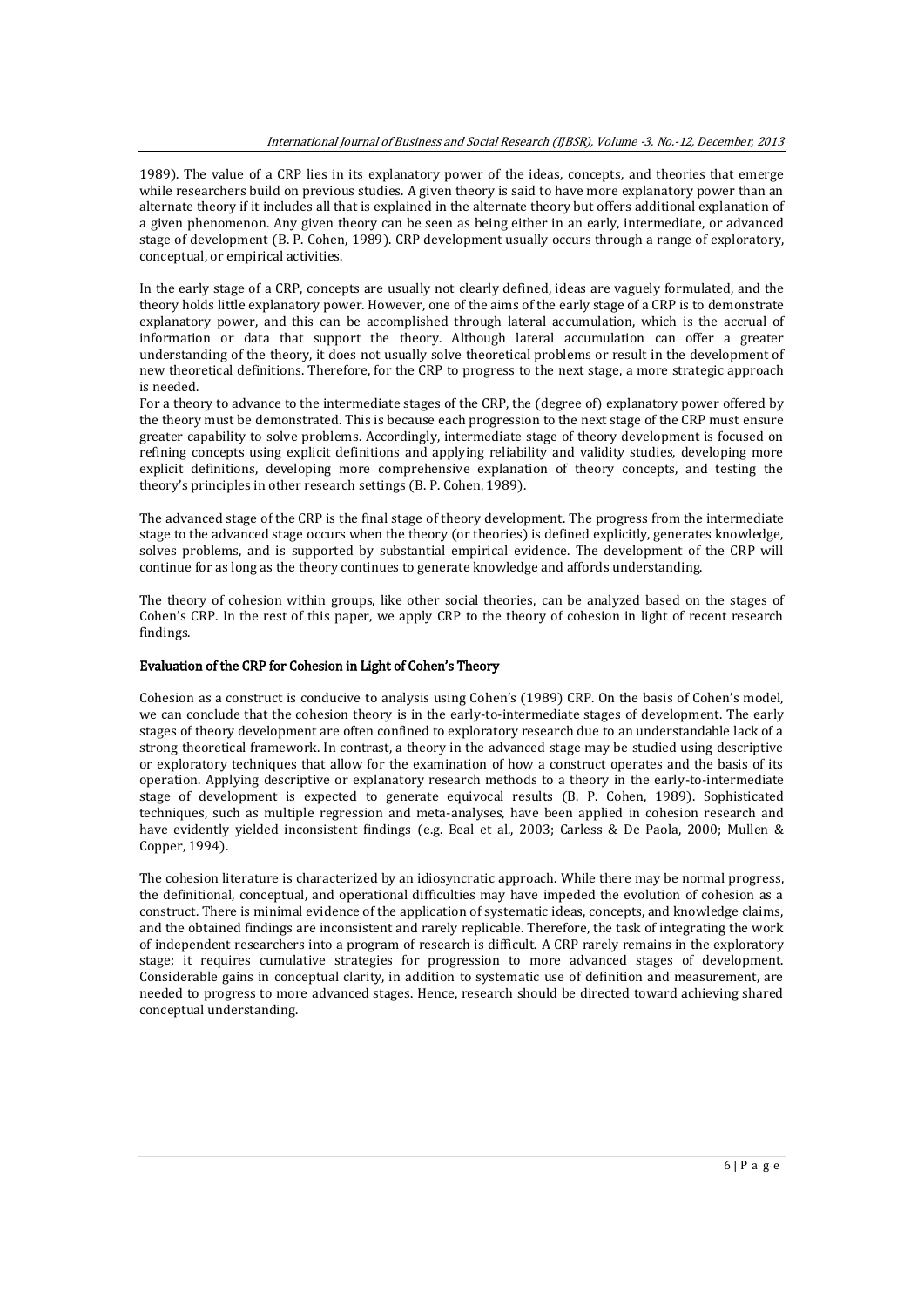1989). The value of a CRP lies in its explanatory power of the ideas, concepts, and theories that emerge while researchers build on previous studies. A given theory is said to have more explanatory power than an alternate theory if it includes all that is explained in the alternate theory but offers additional explanation of a given phenomenon. Any given theory can be seen as being either in an early, intermediate, or advanced stage of development (B. P. Cohen, 1989). CRP development usually occurs through a range of exploratory, conceptual, or empirical activities.

In the early stage of a CRP, concepts are usually not clearly defined, ideas are vaguely formulated, and the theory holds little explanatory power. However, one of the aims of the early stage of a CRP is to demonstrate explanatory power, and this can be accomplished through lateral accumulation, which is the accrual of information or data that support the theory. Although lateral accumulation can offer a greater understanding of the theory, it does not usually solve theoretical problems or result in the development of new theoretical definitions. Therefore, for the CRP to progress to the next stage, a more strategic approach is needed.

For a theory to advance to the intermediate stages of the CRP, the (degree of) explanatory power offered by the theory must be demonstrated. This is because each progression to the next stage of the CRP must ensure greater capability to solve problems. Accordingly, intermediate stage of theory development is focused on refining concepts using explicit definitions and applying reliability and validity studies, developing more explicit definitions, developing more comprehensive explanation of theory concepts, and testing the theory's principles in other research settings (B. P. Cohen, 1989).

The advanced stage of the CRP is the final stage of theory development. The progress from the intermediate stage to the advanced stage occurs when the theory (or theories) is defined explicitly, generates knowledge, solves problems, and is supported by substantial empirical evidence. The development of the CRP will continue for as long as the theory continues to generate knowledge and affords understanding.

The theory of cohesion within groups, like other social theories, can be analyzed based on the stages of Cohen's CRP. In the rest of this paper, we apply CRP to the theory of cohesion in light of recent research findings.

### Evaluation of the CRP for Cohesion in Light of Cohen's Theory

Cohesion as a construct is conducive to analysis using Cohen's (1989) CRP. On the basis of Cohen's model, we can conclude that the cohesion theory is in the early-to-intermediate stages of development. The early stages of theory development are often confined to exploratory research due to an understandable lack of a strong theoretical framework. In contrast, a theory in the advanced stage may be studied using descriptive or exploratory techniques that allow for the examination of how a construct operates and the basis of its operation. Applying descriptive or explanatory research methods to a theory in the early-to-intermediate stage of development is expected to generate equivocal results (B. P. Cohen, 1989). Sophisticated techniques, such as multiple regression and meta-analyses, have been applied in cohesion research and have evidently yielded inconsistent findings (e.g. Beal et al., 2003; Carless & De Paola, 2000; Mullen & Copper, 1994).

The cohesion literature is characterized by an idiosyncratic approach. While there may be normal progress, the definitional, conceptual, and operational difficulties may have impeded the evolution of cohesion as a construct. There is minimal evidence of the application of systematic ideas, concepts, and knowledge claims, and the obtained findings are inconsistent and rarely replicable. Therefore, the task of integrating the work of independent researchers into a program of research is difficult. A CRP rarely remains in the exploratory stage; it requires cumulative strategies for progression to more advanced stages of development. Considerable gains in conceptual clarity, in addition to systematic use of definition and measurement, are needed to progress to more advanced stages. Hence, research should be directed toward achieving shared conceptual understanding.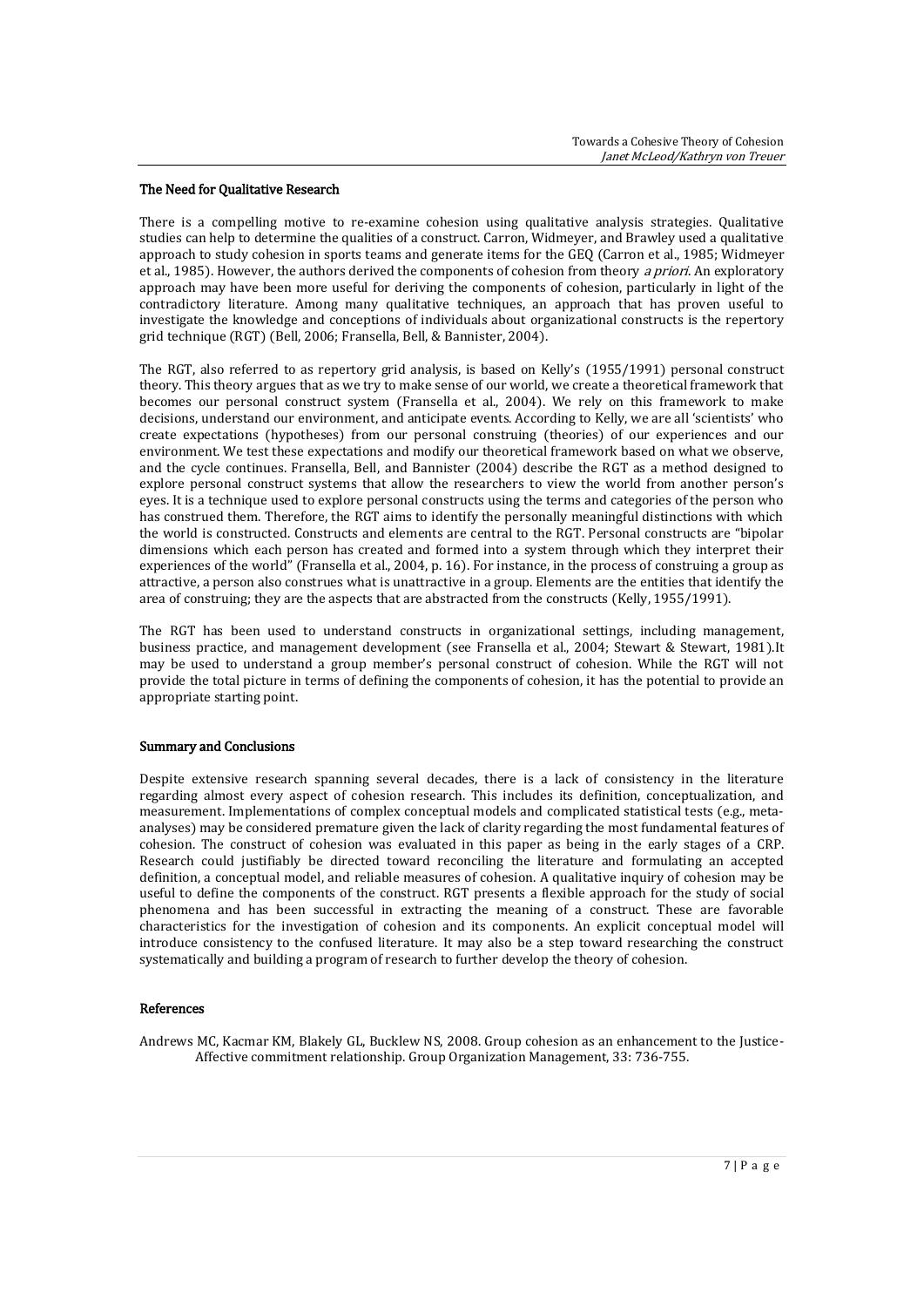### The Need for Qualitative Research

There is a compelling motive to re-examine cohesion using qualitative analysis strategies. Qualitative studies can help to determine the qualities of a construct. Carron, Widmeyer, and Brawley used a qualitative approach to study cohesion in sports teams and generate items for the GEQ (Carron et al., 1985; Widmeyer et al., 1985). However, the authors derived the components of cohesion from theory *a priori*. An exploratory approach may have been more useful for deriving the components of cohesion, particularly in light of the contradictory literature. Among many qualitative techniques, an approach that has proven useful to investigate the knowledge and conceptions of individuals about organizational constructs is the repertory grid technique (RGT) (Bell, 2006; Fransella, Bell, & Bannister, 2004).

The RGT, also referred to as repertory grid analysis, is based on Kelly's (1955/1991) personal construct theory. This theory argues that as we try to make sense of our world, we create a theoretical framework that becomes our personal construct system (Fransella et al., 2004). We rely on this framework to make decisions, understand our environment, and anticipate events. According to Kelly, we are all 'scientists' who create expectations (hypotheses) from our personal construing (theories) of our experiences and our environment. We test these expectations and modify our theoretical framework based on what we observe, and the cycle continues. Fransella, Bell, and Bannister (2004) describe the RGT as a method designed to explore personal construct systems that allow the researchers to view the world from another person's eyes. It is a technique used to explore personal constructs using the terms and categories of the person who has construed them. Therefore, the RGT aims to identify the personally meaningful distinctions with which the world is constructed. Constructs and elements are central to the RGT. Personal constructs are "bipolar dimensions which each person has created and formed into a system through which they interpret their experiences of the world" (Fransella et al., 2004, p. 16). For instance, in the process of construing a group as attractive, a person also construes what is unattractive in a group. Elements are the entities that identify the area of construing; they are the aspects that are abstracted from the constructs (Kelly, 1955/1991).

The RGT has been used to understand constructs in organizational settings, including management, business practice, and management development (see Fransella et al., 2004; Stewart & Stewart, 1981).It may be used to understand a group member's personal construct of cohesion. While the RGT will not provide the total picture in terms of defining the components of cohesion, it has the potential to provide an appropriate starting point.

### Summary and Conclusions

Despite extensive research spanning several decades, there is a lack of consistency in the literature regarding almost every aspect of cohesion research. This includes its definition, conceptualization, and measurement. Implementations of complex conceptual models and complicated statistical tests (e.g., meta-analyses) may be considered premature given the lack of clarity regarding the most fundamental features of cohesion. The construct of cohesion was evaluated in this paper as being in the early stages of a CRP. Research could justifiably be directed toward reconciling the literature and formulating an accepted definition, a conceptual model, and reliable measures of cohesion. A qualitative inquiry of cohesion may be useful to define the components of the construct. RGT presents a flexible approach for the study of social phenomena and has been successful in extracting the meaning of a construct. These are favorable characteristics for the investigation of cohesion and its components. An explicit conceptual model will introduce consistency to the confused literature. It may also be a step toward researching the construct systematically and building a program of research to further develop the theory of cohesion.

### References

Andrews MC, Kacmar KM, Blakely GL, Bucklew NS, 2008. Group cohesion as an enhancement to the Justice-Affective commitment relationship. Group Organization Management, 33: 736-755.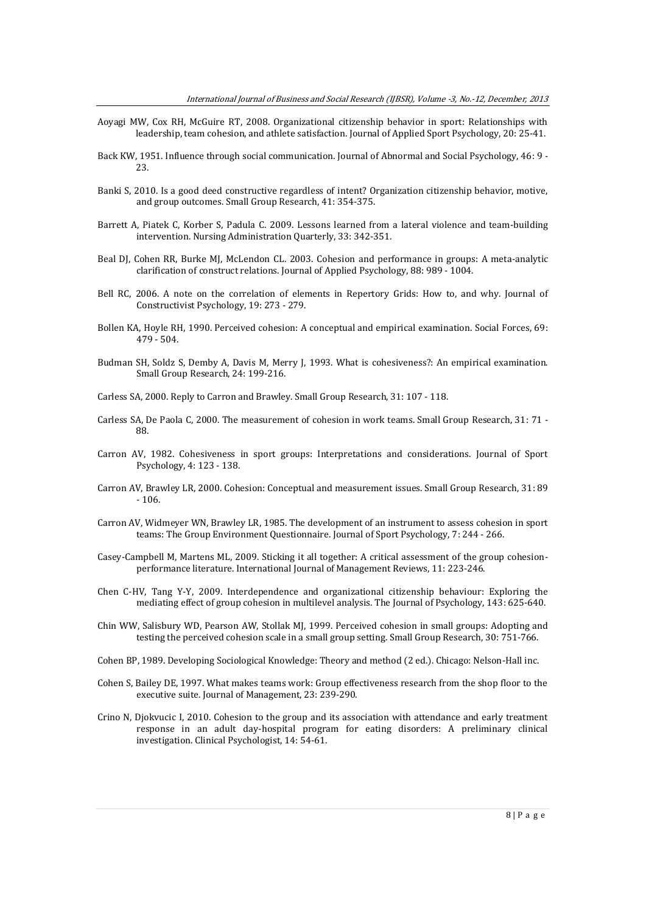Aoyagi MW, Cox RH, McGuire RT, 2008. Organizational citizenship behavior in sport: Relationships with leadership, team cohesion, and athlete satisfaction. Journal of Applied Sport Psychology, 20: 25-41.

Back KW, 1951. Influence through social communication. Journal of Abnormal and Social Psychology, 46: 9 - 23.

Banki S, 2010. Is a good deed constructive regardless of intent? Organization citizenship behavior, motive, and group outcomes. Small Group Research, 41: 354-375.

Barrett A, Piatek C, Korber S, Padula C. 2009. Lessons learned from a lateral violence and team-building intervention. Nursing Administration Quarterly, 33: 342-351.

Beal DJ, Cohen RR, Burke MJ, McLendon CL. 2003. Cohesion and performance in groups: A meta-analytic clarification of construct relations. Journal of Applied Psychology, 88: 989 - 1004.

Bell RC, 2006. A note on the correlation of elements in Repertory Grids: How to, and why. Journal of Constructivist Psychology, 19: 273 - 279.

Bollen KA, Hoyle RH, 1990. Perceived cohesion: A conceptual and empirical examination. Social Forces, 69: 479 - 504.

Budman SH, Soldz S, Demby A, Davis M, Merry J, 1993. What is cohesiveness?: An empirical examination. Small Group Research, 24: 199-216.

Carless SA, 2000. Reply to Carron and Brawley. Small Group Research, 31: 107 - 118.

Carless SA, De Paola C, 2000. The measurement of cohesion in work teams. Small Group Research, 31: 71 - 88.

Carron AV, 1982. Cohesiveness in sport groups: Interpretations and considerations. Journal of Sport Psychology, 4: 123 - 138.

Carron AV, Brawley LR, 2000. Cohesion: Conceptual and measurement issues. Small Group Research, 31: 89 - 106.

Carron AV, Widmeyer WN, Brawley LR, 1985. The development of an instrument to assess cohesion in sport teams: The Group Environment Questionnaire. Journal of Sport Psychology, 7: 244 - 266.

Casey-Campbell M, Martens ML, 2009. Sticking it all together: A critical assessment of the group cohesion-performance literature. International Journal of Management Reviews, 11: 223-246.

Chen C-HV, Tang Y-Y, 2009. Interdependence and organizational citizenship behaviour: Exploring the mediating effect of group cohesion in multilevel analysis. The Journal of Psychology, 143: 625-640.

Chin WW, Salisbury WD, Pearson AW, Stollak MJ, 1999. Perceived cohesion in small groups: Adopting and testing the perceived cohesion scale in a small group setting. Small Group Research, 30: 751-766.

Cohen BP, 1989. Developing Sociological Knowledge: Theory and method (2 ed.). Chicago: Nelson-Hall inc.

Cohen S, Bailey DE, 1997. What makes teams work: Group effectiveness research from the shop floor to the executive suite. Journal of Management, 23: 239-290.

Crino N, Djokvucic I, 2010. Cohesion to the group and its association with attendance and early treatment response in an adult day-hospital program for eating disorders: A preliminary clinical investigation. Clinical Psychologist, 14: 54-61.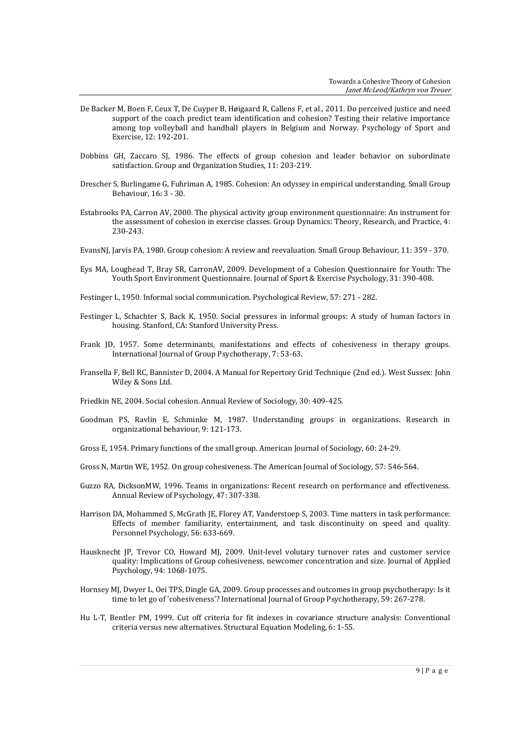De Backer M, Boen F, Ceux T, De Cuyper B, Høigaard R, Callens F, et al., 2011. Do perceived justice and need support of the coach predict team identification and cohesion? Testing their relative importance among top volleyball and handball players in Belgium and Norway. Psychology of Sport and Exercise, 12: 192-201.

Dobbins GH, Zaccaro SJ, 1986. The effects of group cohesion and leader behavior on subordinate satisfaction. Group and Organization Studies, 11: 203-219.

Drescher S, Burlingame G, Fuhriman A, 1985. Cohesion: An odyssey in empirical understanding. Small Group Behaviour, 16: 3 - 30.

Estabrooks PA, Carron AV, 2000. The physical activity group environment questionnaire: An instrument for the assessment of cohesion in exercise classes. Group Dynamics: Theory, Research, and Practice, 4: 230-243.

EvansNJ, Jarvis PA, 1980. Group cohesion: A review and reevaluation. Small Group Behaviour, 11: 359 - 370.

Eys MA, Loughead T, Bray SR, CarronAV, 2009. Development of a Cohesion Questionnaire for Youth: The Youth Sport Environment Questionnaire. Journal of Sport & Exercise Psychology, 31: 390-408.

Festinger L, 1950. Informal social communication. Psychological Review, 57: 271 - 282.

Festinger L, Schachter S, Back K, 1950. Social pressures in informal groups: A study of human factors in housing. Stanford, CA: Stanford University Press.

Frank JD, 1957. Some determinants, manifestations and effects of cohesiveness in therapy groups. International Journal of Group Psychotherapy, 7: 53-63.

Fransella F, Bell RC, Bannister D, 2004. A Manual for Repertory Grid Technique (2nd ed.). West Sussex: John Wiley & Sons Ltd.

Friedkin NE, 2004. Social cohesion. Annual Review of Sociology, 30: 409-425.

Goodman PS, Ravlin E, Schminke M, 1987. Understanding groups in organizations. Research in organizational behaviour, 9: 121-173.

Gross E, 1954. Primary functions of the small group. American Journal of Sociology, 60: 24-29.

Gross N, Martin WE, 1952. On group cohesiveness. The American Journal of Sociology, 57: 546-564.

Guzzo RA, DicksonMW, 1996. Teams in organizations: Recent research on performance and effectiveness. Annual Review of Psychology, 47: 307-338.

Harrison DA, Mohammed S, McGrath JE, Florey AT, Vanderstoep S, 2003. Time matters in task performance: Effects of member familiarity, entertainment, and task discontinuity on speed and quality. Personnel Psychology, 56: 633-669.

Hausknecht JP, Trevor CO, Howard MJ, 2009. Unit-level volutary turnover rates and customer service quality: Implications of Group cohesiveness, newcomer concentration and size. Journal of Applied Psychology, 94: 1068-1075.

Hornsey MJ, Dwyer L, Oei TPS, Dingle GA, 2009. Group processes and outcomes in group psychotherapy: Is it time to let go of 'cohesiveness'? International Journal of Group Psychotherapy, 59: 267-278.

Hu L-T, Bentler PM, 1999. Cut off criteria for fit indexes in covariance structure analysis: Conventional criteria versus new alternatives. Structural Equation Modeling, 6: 1-55.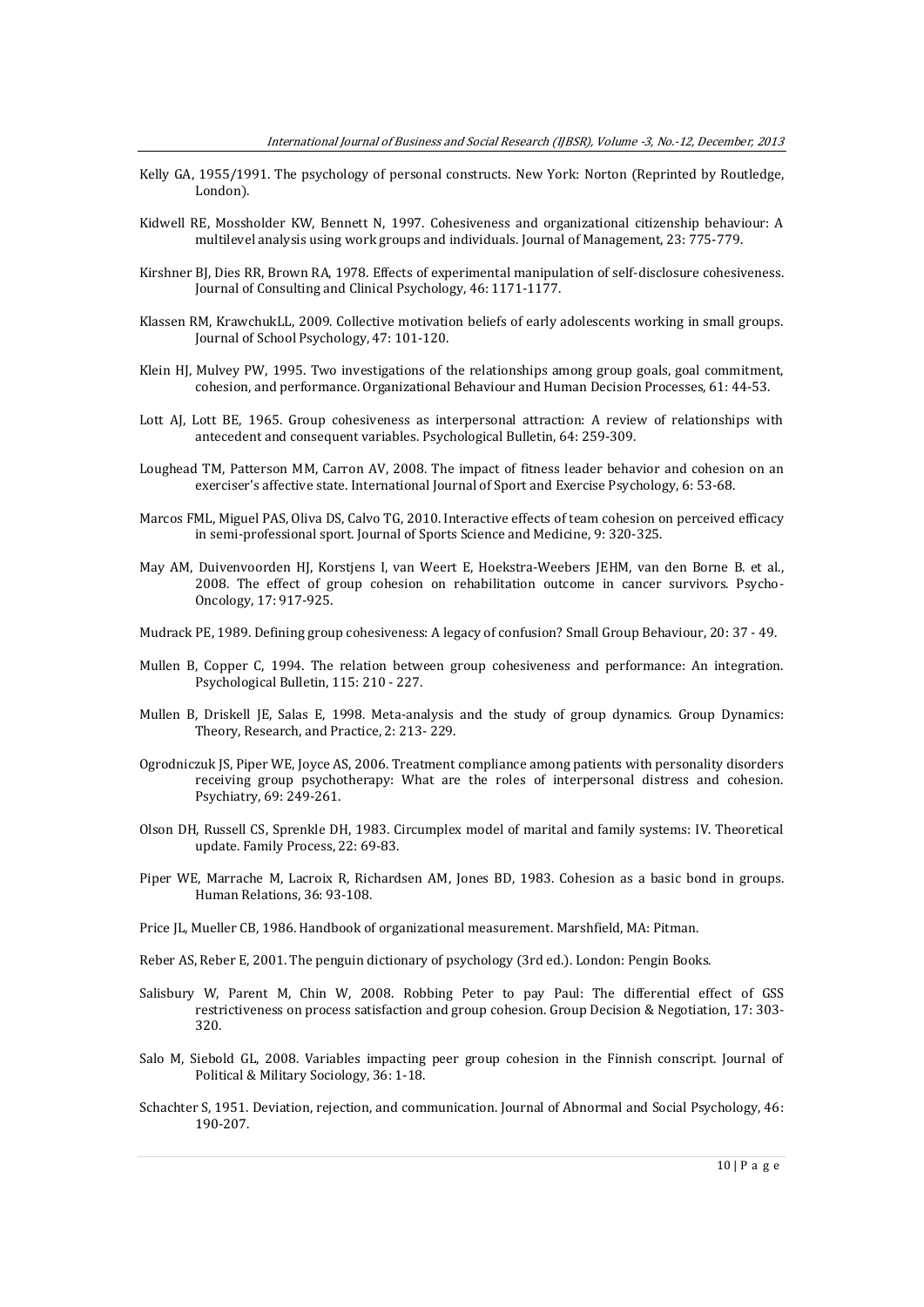Kelly GA, 1955/1991. The psychology of personal constructs. New York: Norton (Reprinted by Routledge, London).

Kidwell RE, Mossholder KW, Bennett N, 1997. Cohesiveness and organizational citizenship behaviour: A multilevel analysis using work groups and individuals. Journal of Management, 23: 775-779.

Kirshner BJ, Dies RR, Brown RA, 1978. Effects of experimental manipulation of self-disclosure cohesiveness. Journal of Consulting and Clinical Psychology, 46: 1171-1177.

Klassen RM, KrawchukLL, 2009. Collective motivation beliefs of early adolescents working in small groups. Journal of School Psychology, 47: 101-120.

Klein HJ, Mulvey PW, 1995. Two investigations of the relationships among group goals, goal commitment, cohesion, and performance. Organizational Behaviour and Human Decision Processes, 61: 44-53.

Lott AJ, Lott BE, 1965. Group cohesiveness as interpersonal attraction: A review of relationships with antecedent and consequent variables. Psychological Bulletin, 64: 259-309.

Loughead TM, Patterson MM, Carron AV, 2008. The impact of fitness leader behavior and cohesion on an exerciser's affective state. International Journal of Sport and Exercise Psychology, 6: 53-68.

Marcos FML, Miguel PAS, Oliva DS, Calvo TG, 2010. Interactive effects of team cohesion on perceived efficacy in semi-professional sport. Journal of Sports Science and Medicine, 9: 320-325.

May AM, Duivenvoorden HJ, Korstjens I, van Weert E, Hoekstra-Weebers JEHM, van den Borne B. et al., 2008. The effect of group cohesion on rehabilitation outcome in cancer survivors. Psycho-Oncology, 17: 917-925.

Mudrack PE, 1989. Defining group cohesiveness: A legacy of confusion? Small Group Behaviour, 20: 37 - 49.

Mullen B, Copper C, 1994. The relation between group cohesiveness and performance: An integration. Psychological Bulletin, 115: 210 - 227.

Mullen B, Driskell JE, Salas E, 1998. Meta-analysis and the study of group dynamics. Group Dynamics: Theory, Research, and Practice, 2: 213- 229.

Ogrodniczuk JS, Piper WE, Joyce AS, 2006. Treatment compliance among patients with personality disorders receiving group psychotherapy: What are the roles of interpersonal distress and cohesion. Psychiatry, 69: 249-261.

Olson DH, Russell CS, Sprenkle DH, 1983. Circumplex model of marital and family systems: IV. Theoretical update. Family Process, 22: 69-83.

Piper WE, Marrache M, Lacroix R, Richardsen AM, Jones BD, 1983. Cohesion as a basic bond in groups. Human Relations, 36: 93-108.

Price JL, Mueller CB, 1986. Handbook of organizational measurement. Marshfield, MA: Pitman.

Reber AS, Reber E, 2001. The penguin dictionary of psychology (3rd ed.). London: Pengin Books.

Salisbury W, Parent M, Chin W, 2008. Robbing Peter to pay Paul: The differential effect of GSS restrictiveness on process satisfaction and group cohesion. Group Decision & Negotiation, 17: 303-320.

Salo M, Siebold GL, 2008. Variables impacting peer group cohesion in the Finnish conscript. Journal of Political & Military Sociology, 36: 1-18.

Schachter S, 1951. Deviation, rejection, and communication. Journal of Abnormal and Social Psychology, 46: 190-207.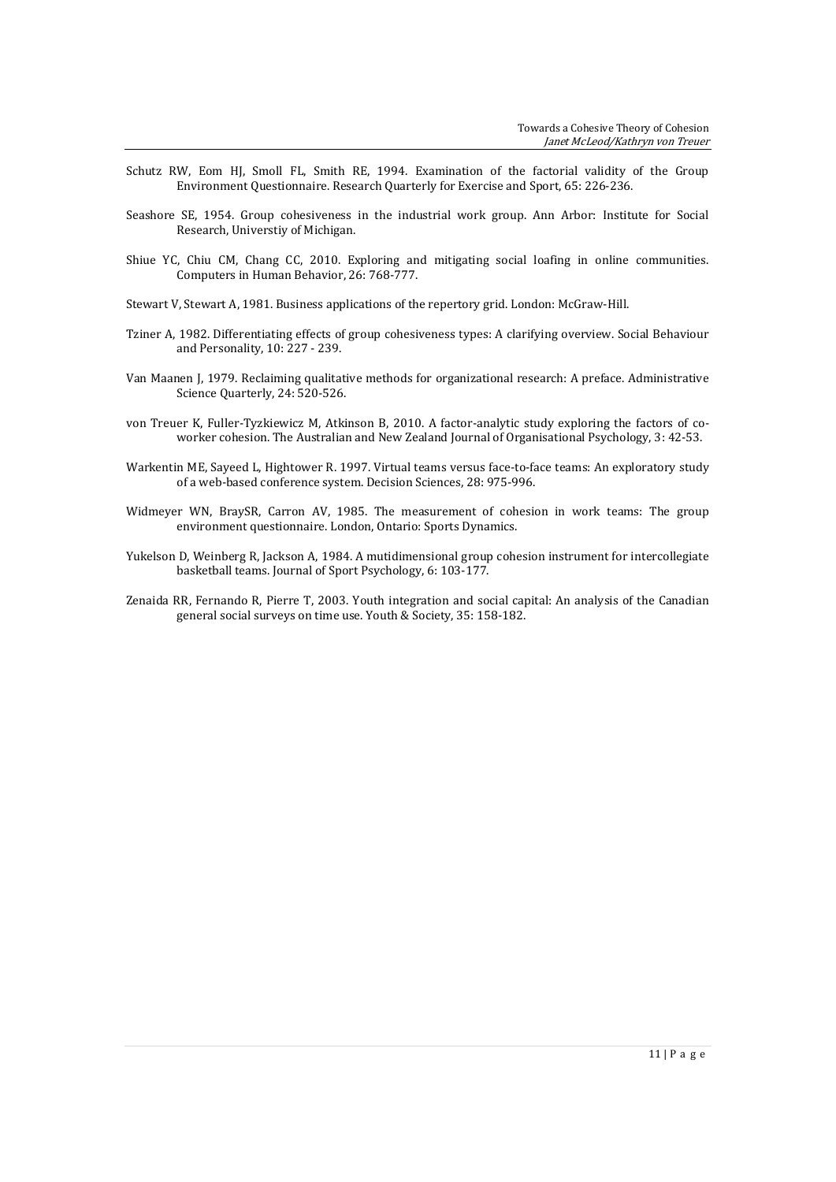Schutz RW, Eom HJ, Smoll FL, Smith RE, 1994. Examination of the factorial validity of the Group Environment Questionnaire. Research Quarterly for Exercise and Sport, 65: 226-236.

Seashore SE, 1954. Group cohesiveness in the industrial work group. Ann Arbor: Institute for Social Research, Universtiy of Michigan.

Shiue YC, Chiu CM, Chang CC, 2010. Exploring and mitigating social loafing in online communities. Computers in Human Behavior, 26: 768-777.

Stewart V, Stewart A, 1981. Business applications of the repertory grid. London: McGraw-Hill.

Tziner A, 1982. Differentiating effects of group cohesiveness types: A clarifying overview. Social Behaviour and Personality, 10: 227 - 239.

Van Maanen J, 1979. Reclaiming qualitative methods for organizational research: A preface. Administrative Science Quarterly, 24: 520-526.

von Treuer K, Fuller-Tyzkiewicz M, Atkinson B, 2010. A factor-analytic study exploring the factors of co-worker cohesion. The Australian and New Zealand Journal of Organisational Psychology, 3: 42-53.

Warkentin ME, Sayeed L, Hightower R. 1997. Virtual teams versus face-to-face teams: An exploratory study of a web-based conference system. Decision Sciences, 28: 975-996.

Widmeyer WN, BraySR, Carron AV, 1985. The measurement of cohesion in work teams: The group environment questionnaire. London, Ontario: Sports Dynamics.

Yukelson D, Weinberg R, Jackson A, 1984. A mutidimensional group cohesion instrument for intercollegiate basketball teams. Journal of Sport Psychology, 6: 103-177.

Zenaida RR, Fernando R, Pierre T, 2003. Youth integration and social capital: An analysis of the Canadian general social surveys on time use. Youth & Society, 35: 158-182.